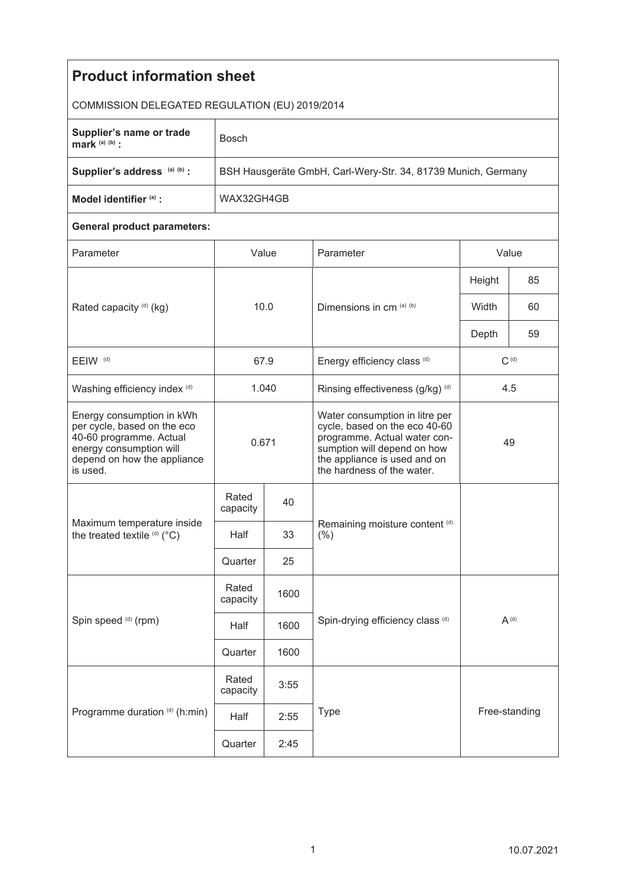# Product information sheet

COMMISSION DELEGATED REGULATION (EU) 2019/2014

| | |
|---|---|
| **Supplier's name or trade mark** [(a) (b)] **:** | Bosch |
| **Supplier's address** [(a) (b)] **:** | BSH Hausgeräte GmbH, Carl-Wery-Str. 34, 81739 Munich, Germany |
| **Model identifier** [(a)] **:** | WAX32GH4GB |

**General product parameters:**

| Parameter | Value | | Parameter | Value | |
|---|---|---|---|---|---|
| Rated capacity [(d)] (kg) | 10.0 | | Dimensions in cm [(a) (b)] | Height | 85 |
| | | | | Width | 60 |
| | | | | Depth | 59 |
| EEIW [(d)] | 67.9 | | Energy efficiency class [(d)] | C [(d)] | |
| Washing efficiency index [(d)] | 1.040 | | Rinsing effectiveness (g/kg) [(d)] | 4.5 | |
| Energy consumption in kWh per cycle, based on the eco 40-60 programme. Actual energy consumption will depend on how the appliance is used. | 0.671 | | Water consumption in litre per cycle, based on the eco 40-60 programme. Actual water consumption will depend on how the appliance is used and on the hardness of the water. | 49 | |
| Maximum temperature inside the treated textile [(d)] (°C) | Rated capacity | 40 | Remaining moisture content [(d)] (%) | | |
| | Half | 33 | | | |
| | Quarter | 25 | | | |
| Spin speed [(d)] (rpm) | Rated capacity | 1600 | Spin-drying efficiency class [(d)] | A [(d)] | |
| | Half | 1600 | | | |
| | Quarter | 1600 | | | |
| Programme duration [(d)] (h:min) | Rated capacity | 3:55 | Type | Free-standing | |
| | Half | 2:55 | | | |
| | Quarter | 2:45 | | | |

10.07.2021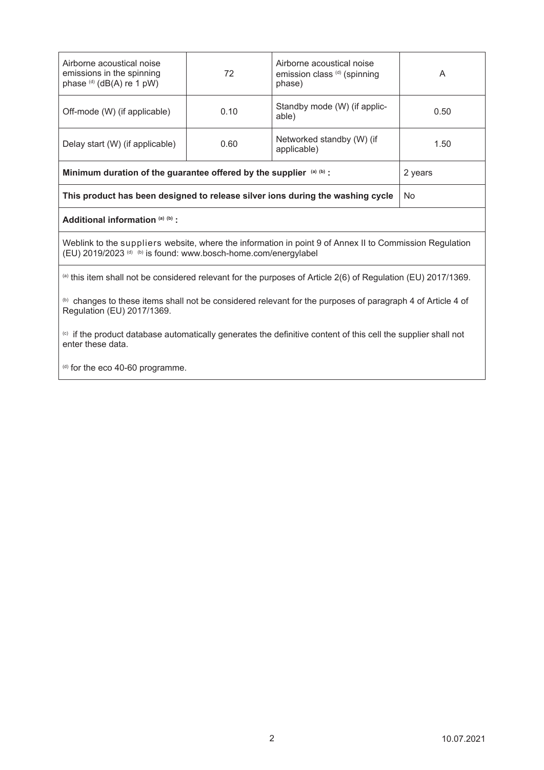| | | | |
|---|---|---|---|
| Airborne acoustical noise emissions in the spinning phase [(d)] (dB(A) re 1 pW) | 72 | Airborne acoustical noise emission class [(d)] (spinning phase) | A |
| Off-mode (W) (if applicable) | 0.10 | Standby mode (W) (if applicable) | 0.50 |
| Delay start (W) (if applicable) | 0.60 | Networked standby (W) (if applicable) | 1.50 |
| **Minimum duration of the guarantee offered by the supplier** [(a)] [(b)] **:** | | | 2 years |
| **This product has been designed to release silver ions during the washing cycle** | | | No |
| **Additional information** [(a)] [(b)] **:** | | | |
| Weblink to the suppliers website, where the information in point 9 of Annex II to Commission Regulation (EU) 2019/2023 [(d)] [(b)] is found: www.bosch-home.com/energylabel | | | |
| [(a)] this item shall not be considered relevant for the purposes of Article 2(6) of Regulation (EU) 2017/1369. | | | |
| [(b)] changes to these items shall not be considered relevant for the purposes of paragraph 4 of Article 4 of Regulation (EU) 2017/1369. | | | |
| [(c)] if the product database automatically generates the definitive content of this cell the supplier shall not enter these data. | | | |
| [(d)] for the eco 40-60 programme. | | | |

10.07.2021